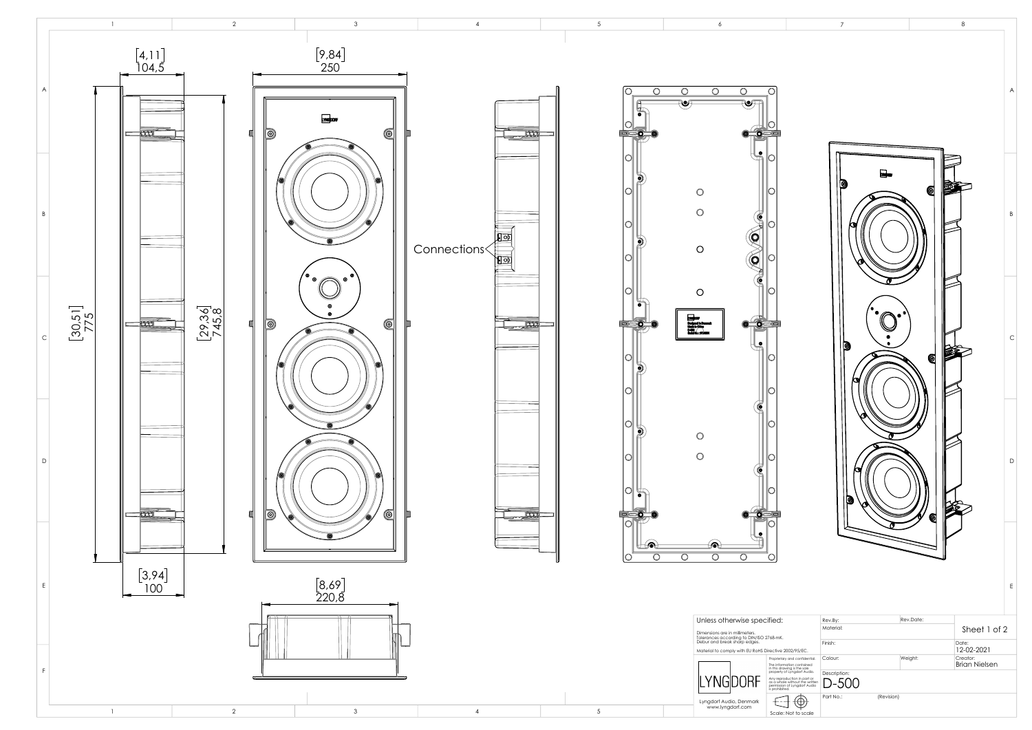[4,11]
104,5

[9,84]
250

[30,51]
775

[29,36]
745,8

Connections

[3,94]
100

[8,69]
220,8

| Unless otherwise specified: | | Rev.By: | Rev.Date: | Sheet 1 of 2 |
|---|---|---|---|---|
| Dimensions are in millimeters. Tolerances according to DIN/ISO 2768-mK. Deburr and break sharp edges. | | Material: | | |
| Material to comply with EU RoHS Directive 2002/95/EC. | | Finish: | | Date: 12-02-2021 |
| LYNGDORF | Proprietary and confidential. The information contained in this drawing is the sole property of Lyngdorf Audio. Any reproduction in part or as a whole without the written permission of Lyngdorf Audio is prohibited. | Colour: | Weight: | Creator: Brian Nielsen |
| Lyngdorf Audio, Denmark www.lyngdorf.com | Scale: Not to scale | Description: D-500 | | |
| | | Part No.: | (Revision) | |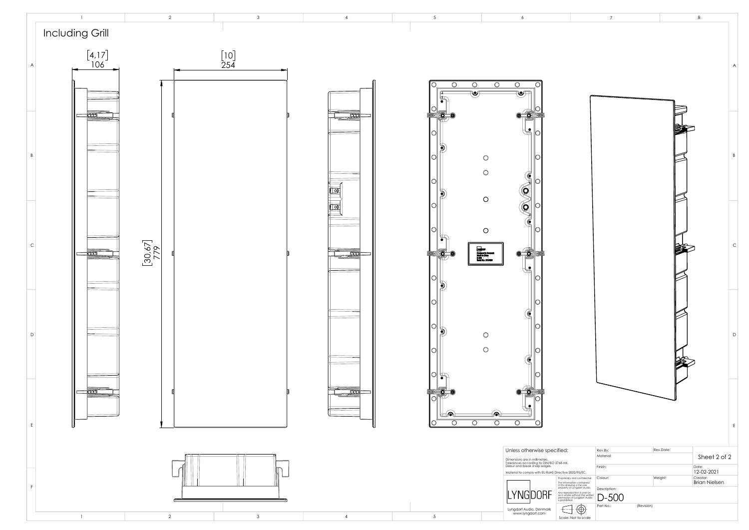# Including Grill

[4,17]
106

[10]
254

[30,67]
779

Unless otherwise specified:

Dimensions are in millimeters.
Tolerances according to DIN/ISO 2768-mK.
Deburr and break sharp edges.

Material to comply with EU RoHS Directive 2002/95/EC.

Proprietary and confidential.

The information contained in this drawing is the sole property of Lyngdorf Audio.

Any reproduction in part or as a whole without the written permission of Lyngdorf Audio is prohibited.

LYNGDORF

Lyngdorf Audio, Denmark
www.lyngdorf.com

Scale: Not to scale

| | | | |
|---|---|---|---|
| Rev.By: | Rev.Date: | | Sheet 2 of 2 |
| Material: | | | |
| Finish: | | | Date: 12-02-2021 |
| Colour: | Weight: | | Creator: Brian Nielsen |
| Description: D-500 | | | |
| Part No.: | (Revision) | | |